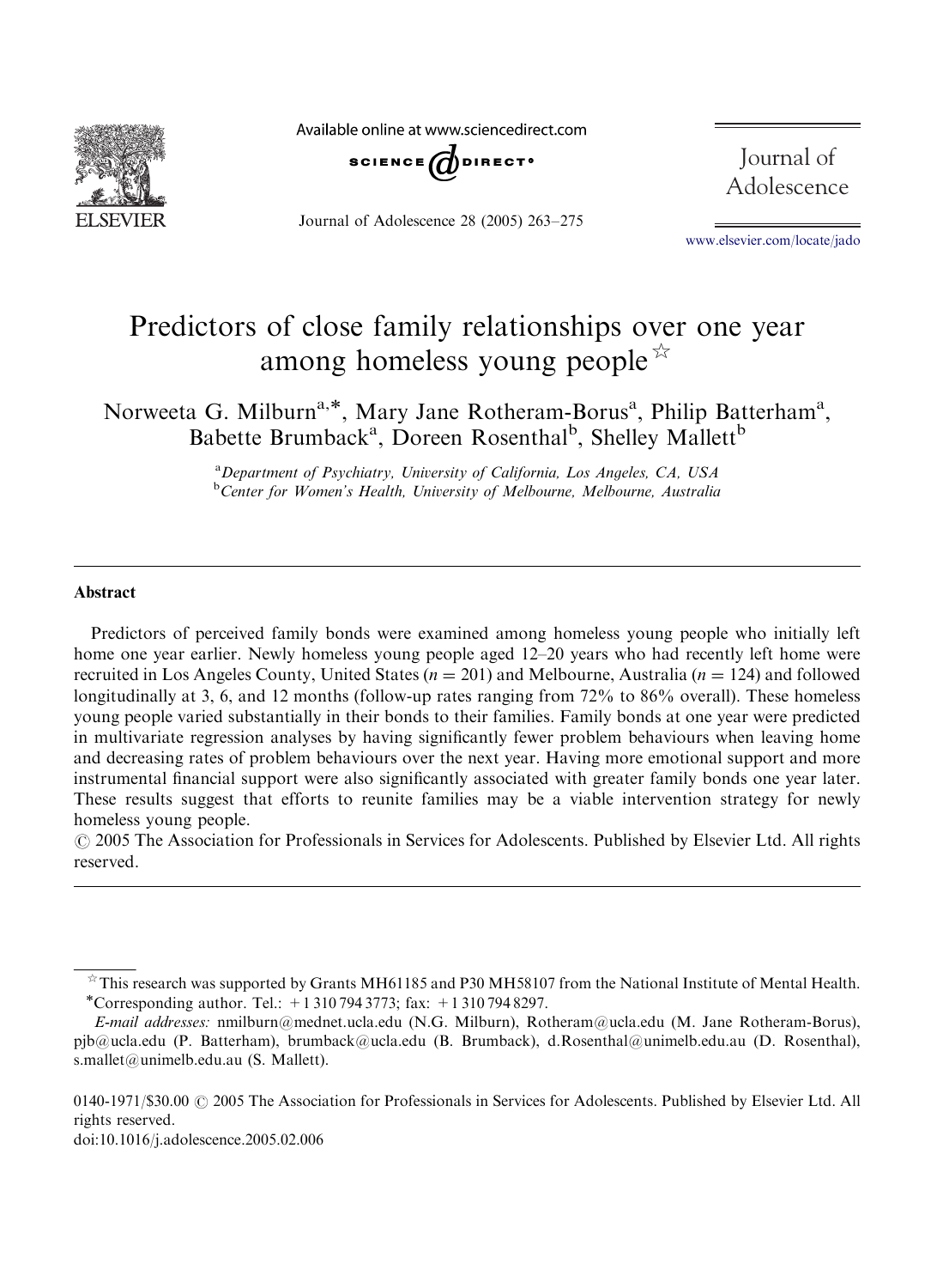# Predictors of close family relationships over one year among homeless young people ☆

Norweeta G. Milburn[a,*], Mary Jane Rotheram-Borus[a], Philip Batterham[a], Babette Brumback[a], Doreen Rosenthal[b], Shelley Mallett[b]

[a]Department of Psychiatry, University of California, Los Angeles, CA, USA
[b]Center for Women's Health, University of Melbourne, Melbourne, Australia

## Abstract

Predictors of perceived family bonds were examined among homeless young people who initially left home one year earlier. Newly homeless young people aged 12–20 years who had recently left home were recruited in Los Angeles County, United States ($n = 201$) and Melbourne, Australia ($n = 124$) and followed longitudinally at 3, 6, and 12 months (follow-up rates ranging from 72% to 86% overall). These homeless young people varied substantially in their bonds to their families. Family bonds at one year were predicted in multivariate regression analyses by having significantly fewer problem behaviours when leaving home and decreasing rates of problem behaviours over the next year. Having more emotional support and more instrumental financial support were also significantly associated with greater family bonds one year later. These results suggest that efforts to reunite families may be a viable intervention strategy for newly homeless young people.

© 2005 The Association for Professionals in Services for Adolescents. Published by Elsevier Ltd. All rights reserved.

---

☆ This research was supported by Grants MH61185 and P30 MH58107 from the National Institute of Mental Health.

*Corresponding author. Tel.: +1 310 794 3773; fax: +1 310 794 8297.

*E-mail addresses:* nmilburn@mednet.ucla.edu (N.G. Milburn), Rotheram@ucla.edu (M. Jane Rotheram-Borus), pjb@ucla.edu (P. Batterham), brumback@ucla.edu (B. Brumback), d.Rosenthal@unimelb.edu.au (D. Rosenthal), s.mallet@unimelb.edu.au (S. Mallett).

0140-1971/$30.00 © 2005 The Association for Professionals in Services for Adolescents. Published by Elsevier Ltd. All rights reserved.
doi:10.1016/j.adolescence.2005.02.006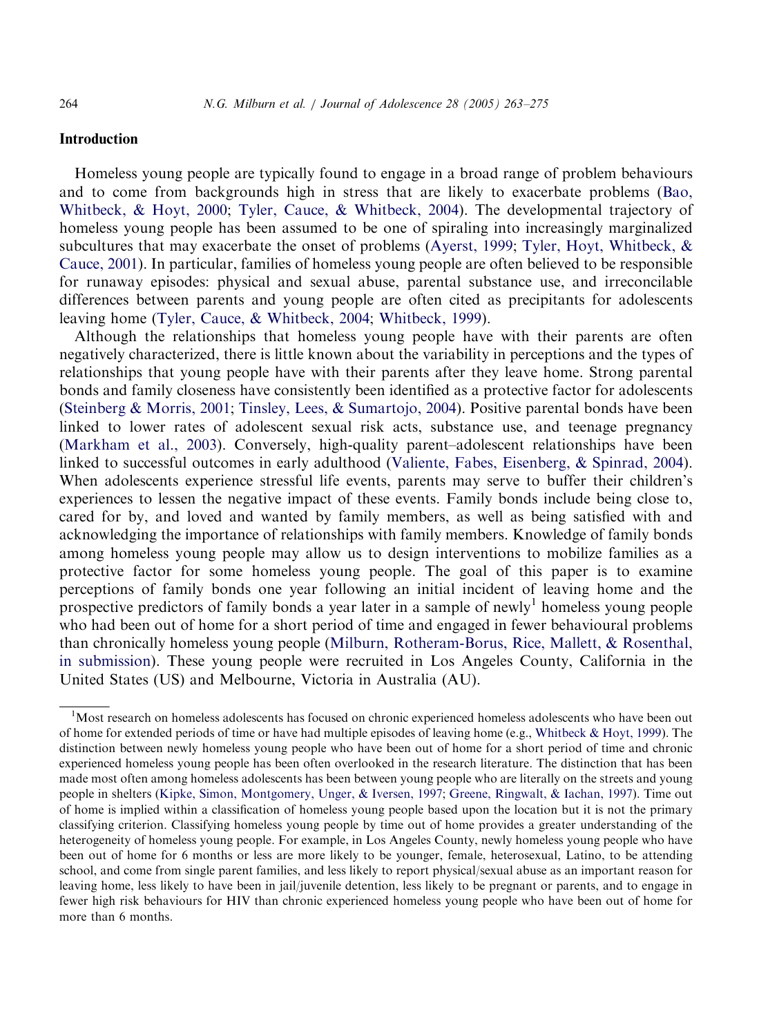## Introduction

Homeless young people are typically found to engage in a broad range of problem behaviours and to come from backgrounds high in stress that are likely to exacerbate problems (Bao, Whitbeck, & Hoyt, 2000; Tyler, Cauce, & Whitbeck, 2004). The developmental trajectory of homeless young people has been assumed to be one of spiraling into increasingly marginalized subcultures that may exacerbate the onset of problems (Ayerst, 1999; Tyler, Hoyt, Whitbeck, & Cauce, 2001). In particular, families of homeless young people are often believed to be responsible for runaway episodes: physical and sexual abuse, parental substance use, and irreconcilable differences between parents and young people are often cited as precipitants for adolescents leaving home (Tyler, Cauce, & Whitbeck, 2004; Whitbeck, 1999).

Although the relationships that homeless young people have with their parents are often negatively characterized, there is little known about the variability in perceptions and the types of relationships that young people have with their parents after they leave home. Strong parental bonds and family closeness have consistently been identified as a protective factor for adolescents (Steinberg & Morris, 2001; Tinsley, Lees, & Sumartojo, 2004). Positive parental bonds have been linked to lower rates of adolescent sexual risk acts, substance use, and teenage pregnancy (Markham et al., 2003). Conversely, high-quality parent–adolescent relationships have been linked to successful outcomes in early adulthood (Valiente, Fabes, Eisenberg, & Spinrad, 2004). When adolescents experience stressful life events, parents may serve to buffer their children's experiences to lessen the negative impact of these events. Family bonds include being close to, cared for by, and loved and wanted by family members, as well as being satisfied with and acknowledging the importance of relationships with family members. Knowledge of family bonds among homeless young people may allow us to design interventions to mobilize families as a protective factor for some homeless young people. The goal of this paper is to examine perceptions of family bonds one year following an initial incident of leaving home and the prospective predictors of family bonds a year later in a sample of newly[1] homeless young people who had been out of home for a short period of time and engaged in fewer behavioural problems than chronically homeless young people (Milburn, Rotheram-Borus, Rice, Mallett, & Rosenthal, in submission). These young people were recruited in Los Angeles County, California in the United States (US) and Melbourne, Victoria in Australia (AU).

[1]Most research on homeless adolescents has focused on chronic experienced homeless adolescents who have been out of home for extended periods of time or have had multiple episodes of leaving home (e.g., Whitbeck & Hoyt, 1999). The distinction between newly homeless young people who have been out of home for a short period of time and chronic experienced homeless young people has been often overlooked in the research literature. The distinction that has been made most often among homeless adolescents has been between young people who are literally on the streets and young people in shelters (Kipke, Simon, Montgomery, Unger, & Iversen, 1997; Greene, Ringwalt, & Iachan, 1997). Time out of home is implied within a classification of homeless young people based upon the location but it is not the primary classifying criterion. Classifying homeless young people by time out of home provides a greater understanding of the heterogeneity of homeless young people. For example, in Los Angeles County, newly homeless young people who have been out of home for 6 months or less are more likely to be younger, female, heterosexual, Latino, to be attending school, and come from single parent families, and less likely to report physical/sexual abuse as an important reason for leaving home, less likely to have been in jail/juvenile detention, less likely to be pregnant or parents, and to engage in fewer high risk behaviours for HIV than chronic experienced homeless young people who have been out of home for more than 6 months.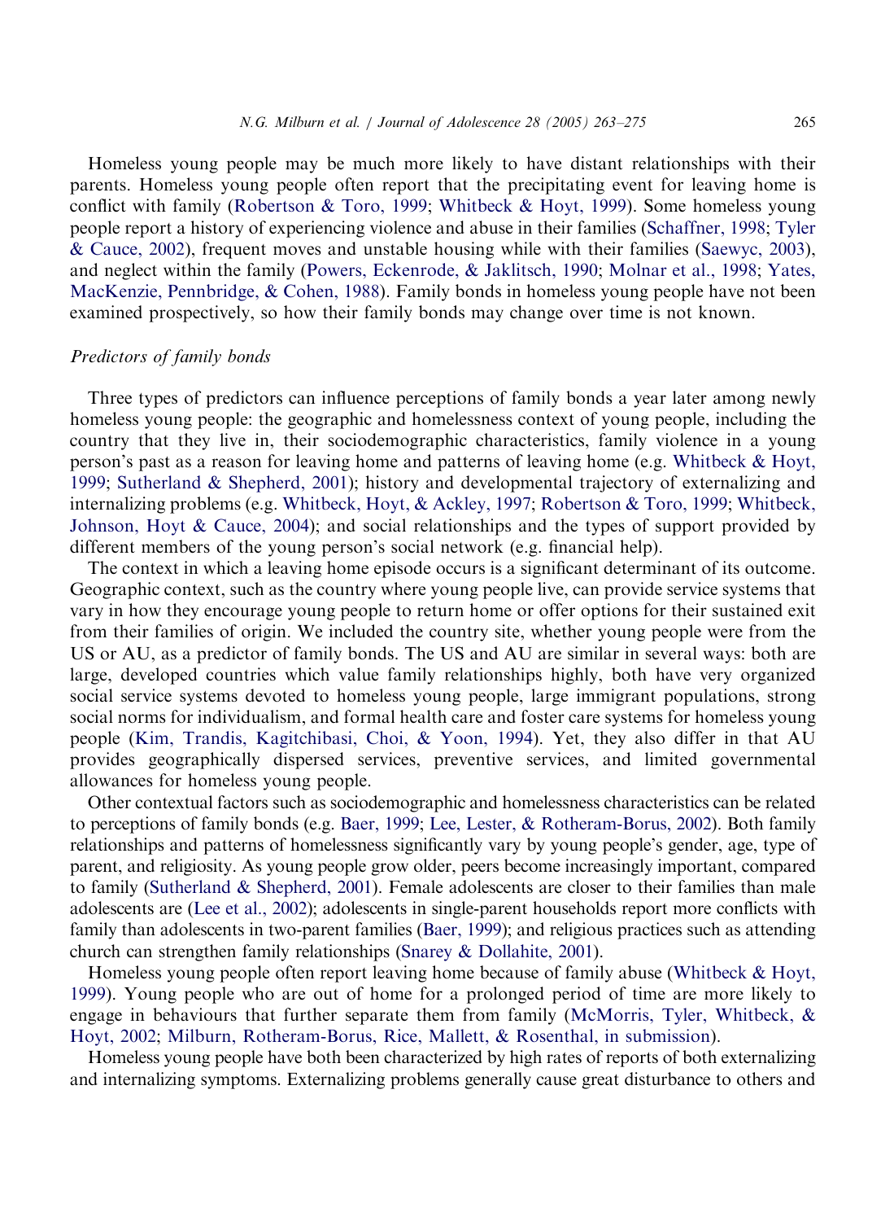Homeless young people may be much more likely to have distant relationships with their parents. Homeless young people often report that the precipitating event for leaving home is conflict with family (Robertson & Toro, 1999; Whitbeck & Hoyt, 1999). Some homeless young people report a history of experiencing violence and abuse in their families (Schaffner, 1998; Tyler & Cauce, 2002), frequent moves and unstable housing while with their families (Saewyc, 2003), and neglect within the family (Powers, Eckenrode, & Jaklitsch, 1990; Molnar et al., 1998; Yates, MacKenzie, Pennbridge, & Cohen, 1988). Family bonds in homeless young people have not been examined prospectively, so how their family bonds may change over time is not known.

### *Predictors of family bonds*

Three types of predictors can influence perceptions of family bonds a year later among newly homeless young people: the geographic and homelessness context of young people, including the country that they live in, their sociodemographic characteristics, family violence in a young person's past as a reason for leaving home and patterns of leaving home (e.g. Whitbeck & Hoyt, 1999; Sutherland & Shepherd, 2001); history and developmental trajectory of externalizing and internalizing problems (e.g. Whitbeck, Hoyt, & Ackley, 1997; Robertson & Toro, 1999; Whitbeck, Johnson, Hoyt & Cauce, 2004); and social relationships and the types of support provided by different members of the young person's social network (e.g. financial help).

The context in which a leaving home episode occurs is a significant determinant of its outcome. Geographic context, such as the country where young people live, can provide service systems that vary in how they encourage young people to return home or offer options for their sustained exit from their families of origin. We included the country site, whether young people were from the US or AU, as a predictor of family bonds. The US and AU are similar in several ways: both are large, developed countries which value family relationships highly, both have very organized social service systems devoted to homeless young people, large immigrant populations, strong social norms for individualism, and formal health care and foster care systems for homeless young people (Kim, Trandis, Kagitchibasi, Choi, & Yoon, 1994). Yet, they also differ in that AU provides geographically dispersed services, preventive services, and limited governmental allowances for homeless young people.

Other contextual factors such as sociodemographic and homelessness characteristics can be related to perceptions of family bonds (e.g. Baer, 1999; Lee, Lester, & Rotheram-Borus, 2002). Both family relationships and patterns of homelessness significantly vary by young people's gender, age, type of parent, and religiosity. As young people grow older, peers become increasingly important, compared to family (Sutherland & Shepherd, 2001). Female adolescents are closer to their families than male adolescents are (Lee et al., 2002); adolescents in single-parent households report more conflicts with family than adolescents in two-parent families (Baer, 1999); and religious practices such as attending church can strengthen family relationships (Snarey & Dollahite, 2001).

Homeless young people often report leaving home because of family abuse (Whitbeck & Hoyt, 1999). Young people who are out of home for a prolonged period of time are more likely to engage in behaviours that further separate them from family (McMorris, Tyler, Whitbeck, & Hoyt, 2002; Milburn, Rotheram-Borus, Rice, Mallett, & Rosenthal, in submission).

Homeless young people have both been characterized by high rates of reports of both externalizing and internalizing symptoms. Externalizing problems generally cause great disturbance to others and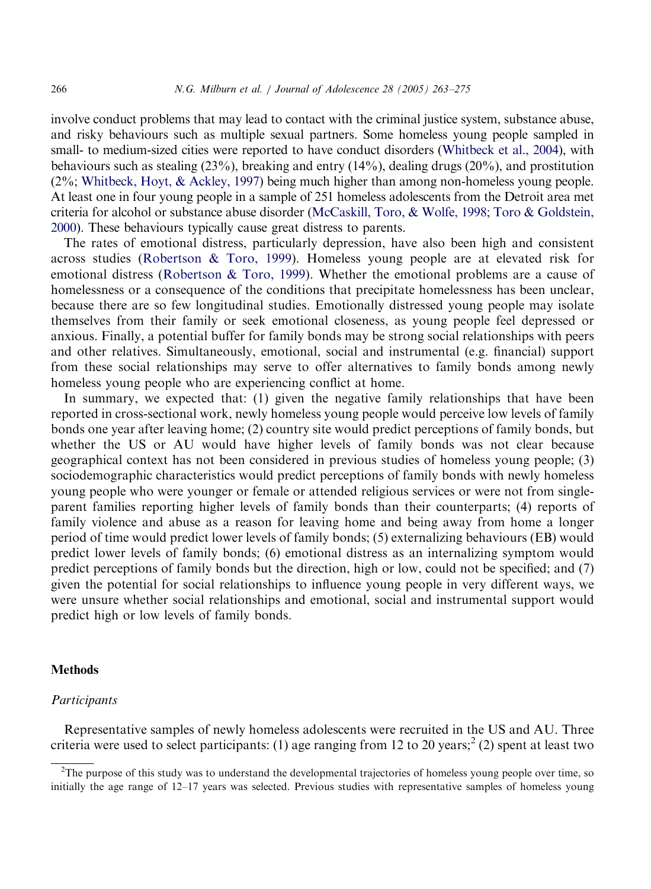involve conduct problems that may lead to contact with the criminal justice system, substance abuse, and risky behaviours such as multiple sexual partners. Some homeless young people sampled in small- to medium-sized cities were reported to have conduct disorders (Whitbeck et al., 2004), with behaviours such as stealing (23%), breaking and entry (14%), dealing drugs (20%), and prostitution (2%; Whitbeck, Hoyt, & Ackley, 1997) being much higher than among non-homeless young people. At least one in four young people in a sample of 251 homeless adolescents from the Detroit area met criteria for alcohol or substance abuse disorder (McCaskill, Toro, & Wolfe, 1998; Toro & Goldstein, 2000). These behaviours typically cause great distress to parents.

The rates of emotional distress, particularly depression, have also been high and consistent across studies (Robertson & Toro, 1999). Homeless young people are at elevated risk for emotional distress (Robertson & Toro, 1999). Whether the emotional problems are a cause of homelessness or a consequence of the conditions that precipitate homelessness has been unclear, because there are so few longitudinal studies. Emotionally distressed young people may isolate themselves from their family or seek emotional closeness, as young people feel depressed or anxious. Finally, a potential buffer for family bonds may be strong social relationships with peers and other relatives. Simultaneously, emotional, social and instrumental (e.g. financial) support from these social relationships may serve to offer alternatives to family bonds among newly homeless young people who are experiencing conflict at home.

In summary, we expected that: (1) given the negative family relationships that have been reported in cross-sectional work, newly homeless young people would perceive low levels of family bonds one year after leaving home; (2) country site would predict perceptions of family bonds, but whether the US or AU would have higher levels of family bonds was not clear because geographical context has not been considered in previous studies of homeless young people; (3) sociodemographic characteristics would predict perceptions of family bonds with newly homeless young people who were younger or female or attended religious services or were not from single-parent families reporting higher levels of family bonds than their counterparts; (4) reports of family violence and abuse as a reason for leaving home and being away from home a longer period of time would predict lower levels of family bonds; (5) externalizing behaviours (EB) would predict lower levels of family bonds; (6) emotional distress as an internalizing symptom would predict perceptions of family bonds but the direction, high or low, could not be specified; and (7) given the potential for social relationships to influence young people in very different ways, we were unsure whether social relationships and emotional, social and instrumental support would predict high or low levels of family bonds.

## Methods

### *Participants*

Representative samples of newly homeless adolescents were recruited in the US and AU. Three criteria were used to select participants: (1) age ranging from 12 to 20 years;[2] (2) spent at least two

[2]The purpose of this study was to understand the developmental trajectories of homeless young people over time, so initially the age range of 12–17 years was selected. Previous studies with representative samples of homeless young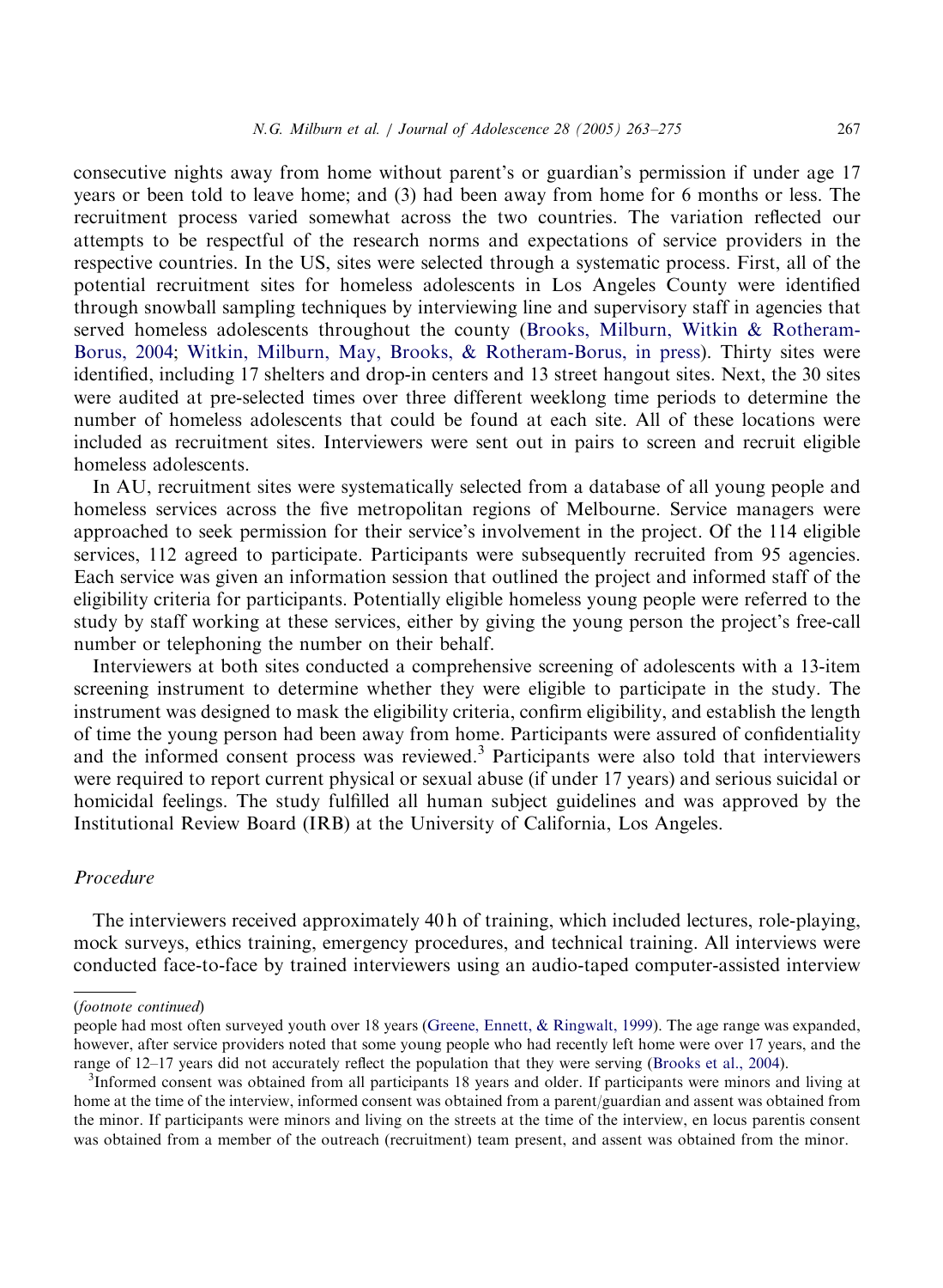consecutive nights away from home without parent's or guardian's permission if under age 17 years or been told to leave home; and (3) had been away from home for 6 months or less. The recruitment process varied somewhat across the two countries. The variation reflected our attempts to be respectful of the research norms and expectations of service providers in the respective countries. In the US, sites were selected through a systematic process. First, all of the potential recruitment sites for homeless adolescents in Los Angeles County were identified through snowball sampling techniques by interviewing line and supervisory staff in agencies that served homeless adolescents throughout the county (Brooks, Milburn, Witkin & Rotheram-Borus, 2004; Witkin, Milburn, May, Brooks, & Rotheram-Borus, in press). Thirty sites were identified, including 17 shelters and drop-in centers and 13 street hangout sites. Next, the 30 sites were audited at pre-selected times over three different weeklong time periods to determine the number of homeless adolescents that could be found at each site. All of these locations were included as recruitment sites. Interviewers were sent out in pairs to screen and recruit eligible homeless adolescents.

In AU, recruitment sites were systematically selected from a database of all young people and homeless services across the five metropolitan regions of Melbourne. Service managers were approached to seek permission for their service's involvement in the project. Of the 114 eligible services, 112 agreed to participate. Participants were subsequently recruited from 95 agencies. Each service was given an information session that outlined the project and informed staff of the eligibility criteria for participants. Potentially eligible homeless young people were referred to the study by staff working at these services, either by giving the young person the project's free-call number or telephoning the number on their behalf.

Interviewers at both sites conducted a comprehensive screening of adolescents with a 13-item screening instrument to determine whether they were eligible to participate in the study. The instrument was designed to mask the eligibility criteria, confirm eligibility, and establish the length of time the young person had been away from home. Participants were assured of confidentiality and the informed consent process was reviewed.[3] Participants were also told that interviewers were required to report current physical or sexual abuse (if under 17 years) and serious suicidal or homicidal feelings. The study fulfilled all human subject guidelines and was approved by the Institutional Review Board (IRB) at the University of California, Los Angeles.

*Procedure*

The interviewers received approximately 40 h of training, which included lectures, role-playing, mock surveys, ethics training, emergency procedures, and technical training. All interviews were conducted face-to-face by trained interviewers using an audio-taped computer-assisted interview

(*footnote continued*)
people had most often surveyed youth over 18 years (Greene, Ennett, & Ringwalt, 1999). The age range was expanded, however, after service providers noted that some young people who had recently left home were over 17 years, and the range of 12–17 years did not accurately reflect the population that they were serving (Brooks et al., 2004).

[3]Informed consent was obtained from all participants 18 years and older. If participants were minors and living at home at the time of the interview, informed consent was obtained from a parent/guardian and assent was obtained from the minor. If participants were minors and living on the streets at the time of the interview, en locus parentis consent was obtained from a member of the outreach (recruitment) team present, and assent was obtained from the minor.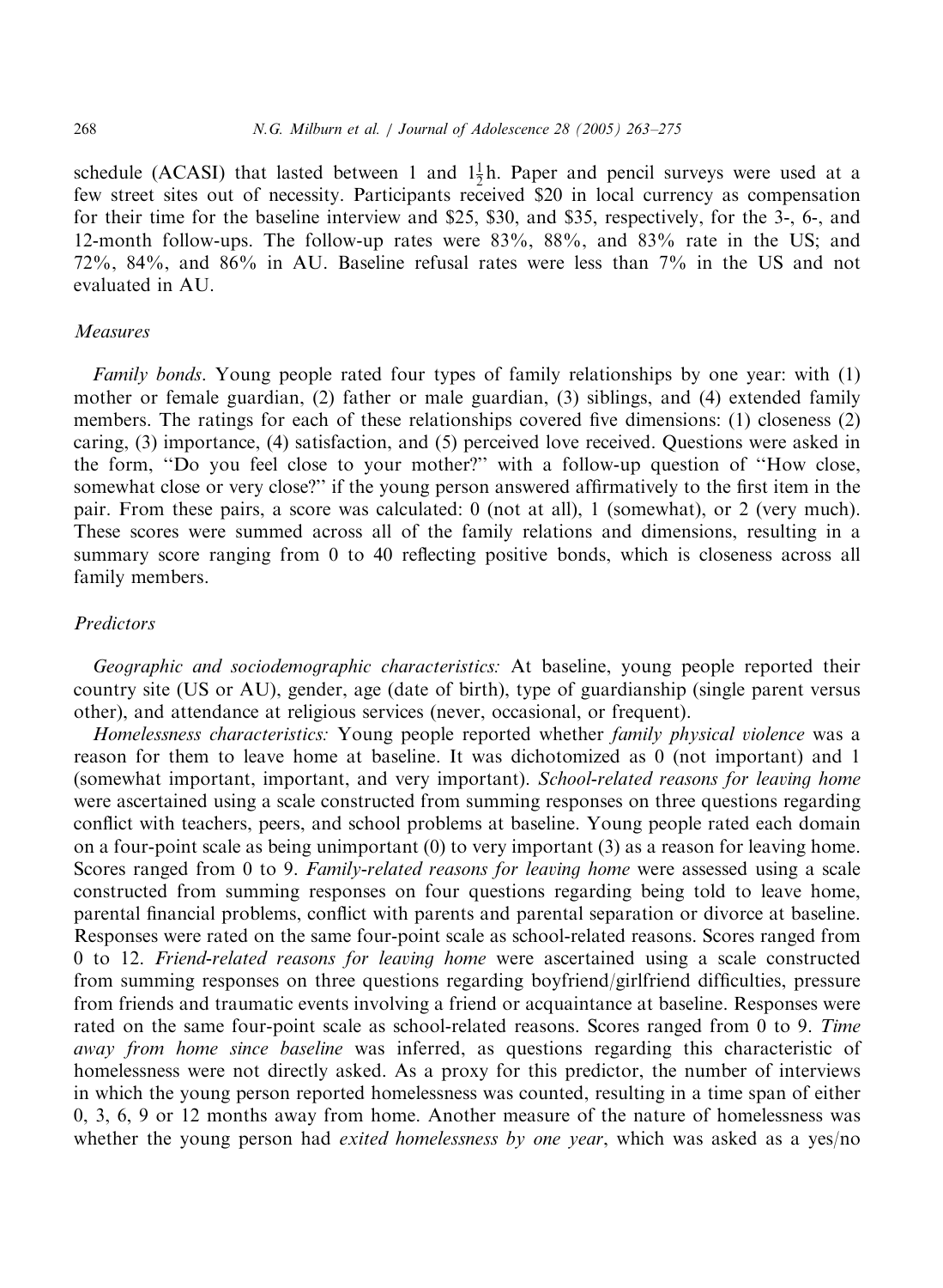schedule (ACASI) that lasted between 1 and $1\frac{1}{2}$ h. Paper and pencil surveys were used at a few street sites out of necessity. Participants received \$20 in local currency as compensation for their time for the baseline interview and \$25, \$30, and \$35, respectively, for the 3-, 6-, and 12-month follow-ups. The follow-up rates were 83%, 88%, and 83% rate in the US; and 72%, 84%, and 86% in AU. Baseline refusal rates were less than 7% in the US and not evaluated in AU.

### *Measures*

*Family bonds*. Young people rated four types of family relationships by one year: with (1) mother or female guardian, (2) father or male guardian, (3) siblings, and (4) extended family members. The ratings for each of these relationships covered five dimensions: (1) closeness (2) caring, (3) importance, (4) satisfaction, and (5) perceived love received. Questions were asked in the form, "Do you feel close to your mother?" with a follow-up question of "How close, somewhat close or very close?" if the young person answered affirmatively to the first item in the pair. From these pairs, a score was calculated: 0 (not at all), 1 (somewhat), or 2 (very much). These scores were summed across all of the family relations and dimensions, resulting in a summary score ranging from 0 to 40 reflecting positive bonds, which is closeness across all family members.

### *Predictors*

*Geographic and sociodemographic characteristics:* At baseline, young people reported their country site (US or AU), gender, age (date of birth), type of guardianship (single parent versus other), and attendance at religious services (never, occasional, or frequent).

*Homelessness characteristics:* Young people reported whether *family physical violence* was a reason for them to leave home at baseline. It was dichotomized as 0 (not important) and 1 (somewhat important, important, and very important). *School-related reasons for leaving home* were ascertained using a scale constructed from summing responses on three questions regarding conflict with teachers, peers, and school problems at baseline. Young people rated each domain on a four-point scale as being unimportant (0) to very important (3) as a reason for leaving home. Scores ranged from 0 to 9. *Family-related reasons for leaving home* were assessed using a scale constructed from summing responses on four questions regarding being told to leave home, parental financial problems, conflict with parents and parental separation or divorce at baseline. Responses were rated on the same four-point scale as school-related reasons. Scores ranged from 0 to 12. *Friend-related reasons for leaving home* were ascertained using a scale constructed from summing responses on three questions regarding boyfriend/girlfriend difficulties, pressure from friends and traumatic events involving a friend or acquaintance at baseline. Responses were rated on the same four-point scale as school-related reasons. Scores ranged from 0 to 9. *Time away from home since baseline* was inferred, as questions regarding this characteristic of homelessness were not directly asked. As a proxy for this predictor, the number of interviews in which the young person reported homelessness was counted, resulting in a time span of either 0, 3, 6, 9 or 12 months away from home. Another measure of the nature of homelessness was whether the young person had *exited homelessness by one year*, which was asked as a yes/no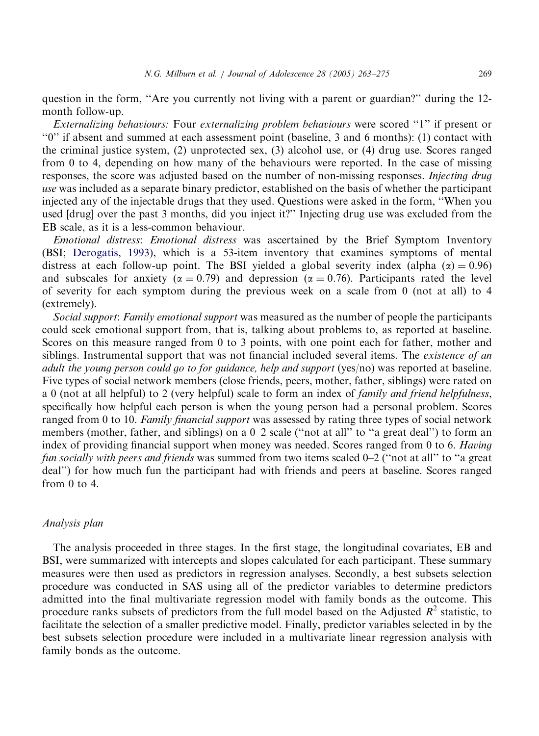question in the form, "Are you currently not living with a parent or guardian?" during the 12-month follow-up.

*Externalizing behaviours:* Four *externalizing problem behaviours* were scored "1" if present or "0" if absent and summed at each assessment point (baseline, 3 and 6 months): (1) contact with the criminal justice system, (2) unprotected sex, (3) alcohol use, or (4) drug use. Scores ranged from 0 to 4, depending on how many of the behaviours were reported. In the case of missing responses, the score was adjusted based on the number of non-missing responses. *Injecting drug use* was included as a separate binary predictor, established on the basis of whether the participant injected any of the injectable drugs that they used. Questions were asked in the form, "When you used [drug] over the past 3 months, did you inject it?" Injecting drug use was excluded from the EB scale, as it is a less-common behaviour.

*Emotional distress*: *Emotional distress* was ascertained by the Brief Symptom Inventory (BSI; Derogatis, 1993), which is a 53-item inventory that examines symptoms of mental distress at each follow-up point. The BSI yielded a global severity index (alpha $(\alpha) = 0.96$) and subscales for anxiety ($\alpha = 0.79$) and depression ($\alpha = 0.76$). Participants rated the level of severity for each symptom during the previous week on a scale from 0 (not at all) to 4 (extremely).

*Social support*: *Family emotional support* was measured as the number of people the participants could seek emotional support from, that is, talking about problems to, as reported at baseline. Scores on this measure ranged from 0 to 3 points, with one point each for father, mother and siblings. Instrumental support that was not financial included several items. The *existence of an adult the young person could go to for guidance, help and support* (yes/no) was reported at baseline. Five types of social network members (close friends, peers, mother, father, siblings) were rated on a 0 (not at all helpful) to 2 (very helpful) scale to form an index of *family and friend helpfulness*, specifically how helpful each person is when the young person had a personal problem. Scores ranged from 0 to 10. *Family financial support* was assessed by rating three types of social network members (mother, father, and siblings) on a 0–2 scale ("not at all" to "a great deal") to form an index of providing financial support when money was needed. Scores ranged from 0 to 6. *Having fun socially with peers and friends* was summed from two items scaled 0–2 ("not at all" to "a great deal") for how much fun the participant had with friends and peers at baseline. Scores ranged from 0 to 4.

### Analysis plan

The analysis proceeded in three stages. In the first stage, the longitudinal covariates, EB and BSI, were summarized with intercepts and slopes calculated for each participant. These summary measures were then used as predictors in regression analyses. Secondly, a best subsets selection procedure was conducted in SAS using all of the predictor variables to determine predictors admitted into the final multivariate regression model with family bonds as the outcome. This procedure ranks subsets of predictors from the full model based on the Adjusted $R^2$ statistic, to facilitate the selection of a smaller predictive model. Finally, predictor variables selected in by the best subsets selection procedure were included in a multivariate linear regression analysis with family bonds as the outcome.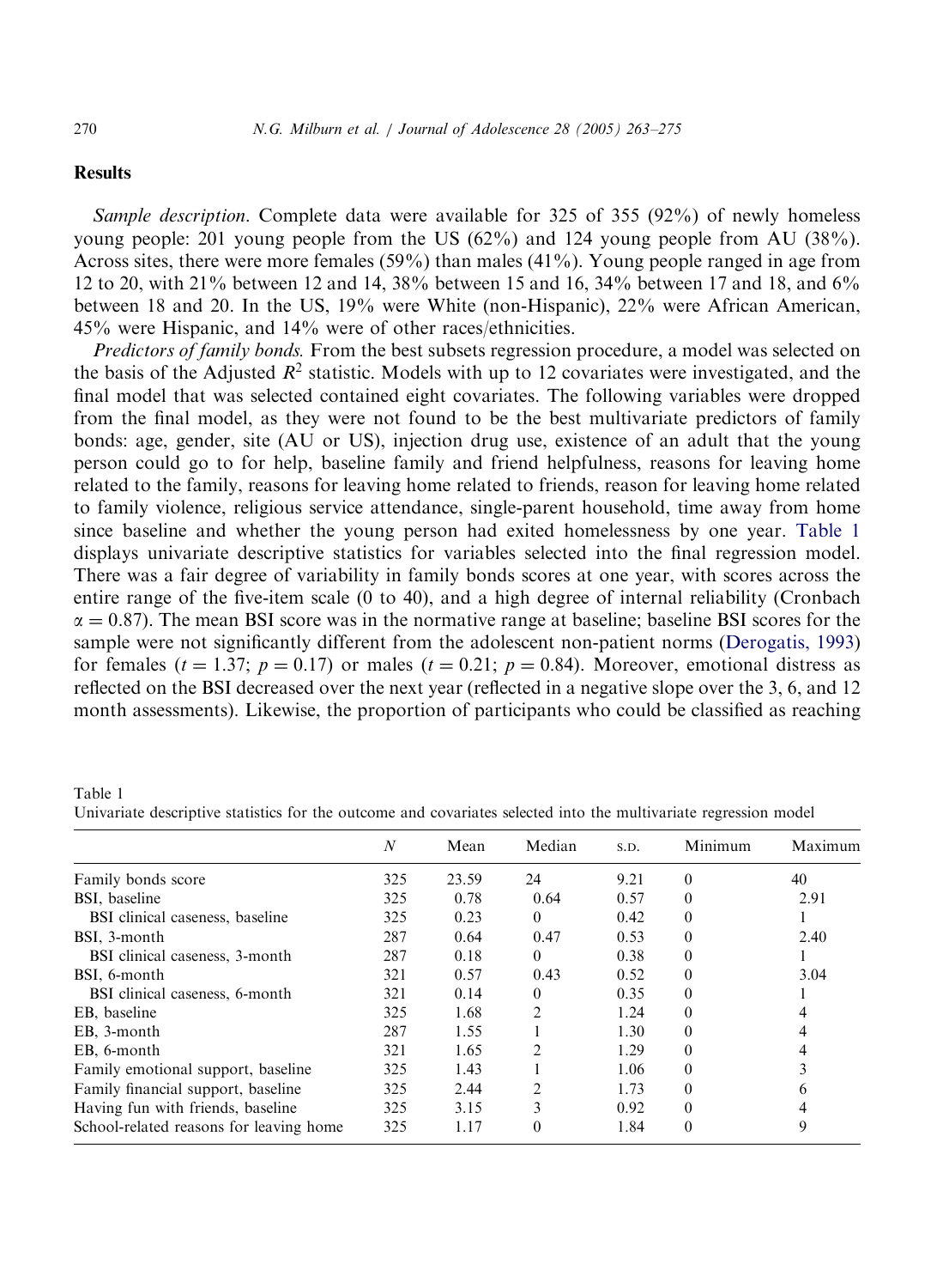## Results

*Sample description*. Complete data were available for 325 of 355 (92%) of newly homeless young people: 201 young people from the US (62%) and 124 young people from AU (38%). Across sites, there were more females (59%) than males (41%). Young people ranged in age from 12 to 20, with 21% between 12 and 14, 38% between 15 and 16, 34% between 17 and 18, and 6% between 18 and 20. In the US, 19% were White (non-Hispanic), 22% were African American, 45% were Hispanic, and 14% were of other races/ethnicities.

*Predictors of family bonds.* From the best subsets regression procedure, a model was selected on the basis of the Adjusted $R^2$ statistic. Models with up to 12 covariates were investigated, and the final model that was selected contained eight covariates. The following variables were dropped from the final model, as they were not found to be the best multivariate predictors of family bonds: age, gender, site (AU or US), injection drug use, existence of an adult that the young person could go to for help, baseline family and friend helpfulness, reasons for leaving home related to the family, reasons for leaving home related to friends, reason for leaving home related to family violence, religious service attendance, single-parent household, time away from home since baseline and whether the young person had exited homelessness by one year. Table 1 displays univariate descriptive statistics for variables selected into the final regression model. There was a fair degree of variability in family bonds scores at one year, with scores across the entire range of the five-item scale (0 to 40), and a high degree of internal reliability (Cronbach $\alpha = 0.87$). The mean BSI score was in the normative range at baseline; baseline BSI scores for the sample were not significantly different from the adolescent non-patient norms (Derogatis, 1993) for females ($t = 1.37$; $p = 0.17$) or males ($t = 0.21$; $p = 0.84$). Moreover, emotional distress as reflected on the BSI decreased over the next year (reflected in a negative slope over the 3, 6, and 12 month assessments). Likewise, the proportion of participants who could be classified as reaching

Table 1
Univariate descriptive statistics for the outcome and covariates selected into the multivariate regression model

| | $N$ | Mean | Median | S.D. | Minimum | Maximum |
|---|---|---|---|---|---|---|
| Family bonds score | 325 | 23.59 | 24 | 9.21 | 0 | 40 |
| BSI, baseline | 325 | 0.78 | 0.64 | 0.57 | 0 | 2.91 |
| BSI clinical caseness, baseline | 325 | 0.23 | 0 | 0.42 | 0 | 1 |
| BSI, 3-month | 287 | 0.64 | 0.47 | 0.53 | 0 | 2.40 |
| BSI clinical caseness, 3-month | 287 | 0.18 | 0 | 0.38 | 0 | 1 |
| BSI, 6-month | 321 | 0.57 | 0.43 | 0.52 | 0 | 3.04 |
| BSI clinical caseness, 6-month | 321 | 0.14 | 0 | 0.35 | 0 | 1 |
| EB, baseline | 325 | 1.68 | 2 | 1.24 | 0 | 4 |
| EB, 3-month | 287 | 1.55 | 1 | 1.30 | 0 | 4 |
| EB, 6-month | 321 | 1.65 | 2 | 1.29 | 0 | 4 |
| Family emotional support, baseline | 325 | 1.43 | 1 | 1.06 | 0 | 3 |
| Family financial support, baseline | 325 | 2.44 | 2 | 1.73 | 0 | 6 |
| Having fun with friends, baseline | 325 | 3.15 | 3 | 0.92 | 0 | 4 |
| School-related reasons for leaving home | 325 | 1.17 | 0 | 1.84 | 0 | 9 |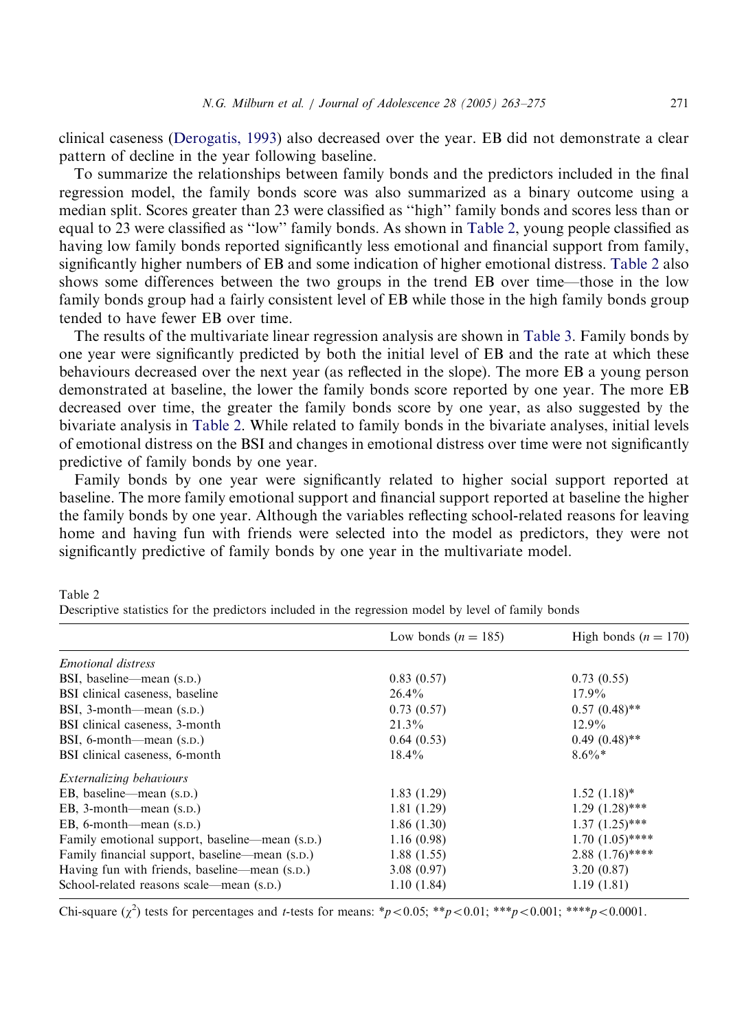clinical caseness (Derogatis, 1993) also decreased over the year. EB did not demonstrate a clear pattern of decline in the year following baseline.

To summarize the relationships between family bonds and the predictors included in the final regression model, the family bonds score was also summarized as a binary outcome using a median split. Scores greater than 23 were classified as "high" family bonds and scores less than or equal to 23 were classified as "low" family bonds. As shown in Table 2, young people classified as having low family bonds reported significantly less emotional and financial support from family, significantly higher numbers of EB and some indication of higher emotional distress. Table 2 also shows some differences between the two groups in the trend EB over time—those in the low family bonds group had a fairly consistent level of EB while those in the high family bonds group tended to have fewer EB over time.

The results of the multivariate linear regression analysis are shown in Table 3. Family bonds by one year were significantly predicted by both the initial level of EB and the rate at which these behaviours decreased over the next year (as reflected in the slope). The more EB a young person demonstrated at baseline, the lower the family bonds score reported by one year. The more EB decreased over time, the greater the family bonds score by one year, as also suggested by the bivariate analysis in Table 2. While related to family bonds in the bivariate analyses, initial levels of emotional distress on the BSI and changes in emotional distress over time were not significantly predictive of family bonds by one year.

Family bonds by one year were significantly related to higher social support reported at baseline. The more family emotional support and financial support reported at baseline the higher the family bonds by one year. Although the variables reflecting school-related reasons for leaving home and having fun with friends were selected into the model as predictors, they were not significantly predictive of family bonds by one year in the multivariate model.

Table 2
Descriptive statistics for the predictors included in the regression model by level of family bonds

| | Low bonds ($n = 185$) | High bonds ($n = 170$) |
|---|---|---|
| *Emotional distress* | | |
| BSI, baseline—mean (S.D.) | 0.83 (0.57) | 0.73 (0.55) |
| BSI clinical caseness, baseline | 26.4% | 17.9% |
| BSI, 3-month—mean (S.D.) | 0.73 (0.57) | 0.57 (0.48)** |
| BSI clinical caseness, 3-month | 21.3% | 12.9% |
| BSI, 6-month—mean (S.D.) | 0.64 (0.53) | 0.49 (0.48)** |
| BSI clinical caseness, 6-month | 18.4% | 8.6%* |
| *Externalizing behaviours* | | |
| EB, baseline—mean (S.D.) | 1.83 (1.29) | 1.52 (1.18)* |
| EB, 3-month—mean (S.D.) | 1.81 (1.29) | 1.29 (1.28)*** |
| EB, 6-month—mean (S.D.) | 1.86 (1.30) | 1.37 (1.25)*** |
| Family emotional support, baseline—mean (S.D.) | 1.16 (0.98) | 1.70 (1.05)**** |
| Family financial support, baseline—mean (S.D.) | 1.88 (1.55) | 2.88 (1.76)**** |
| Having fun with friends, baseline—mean (S.D.) | 3.08 (0.97) | 3.20 (0.87) |
| School-related reasons scale—mean (S.D.) | 1.10 (1.84) | 1.19 (1.81) |

Chi-square ($\chi^2$) tests for percentages and *t*-tests for means: *$p<0.05$; **$p<0.01$; ***$p<0.001$; ****$p<0.0001$.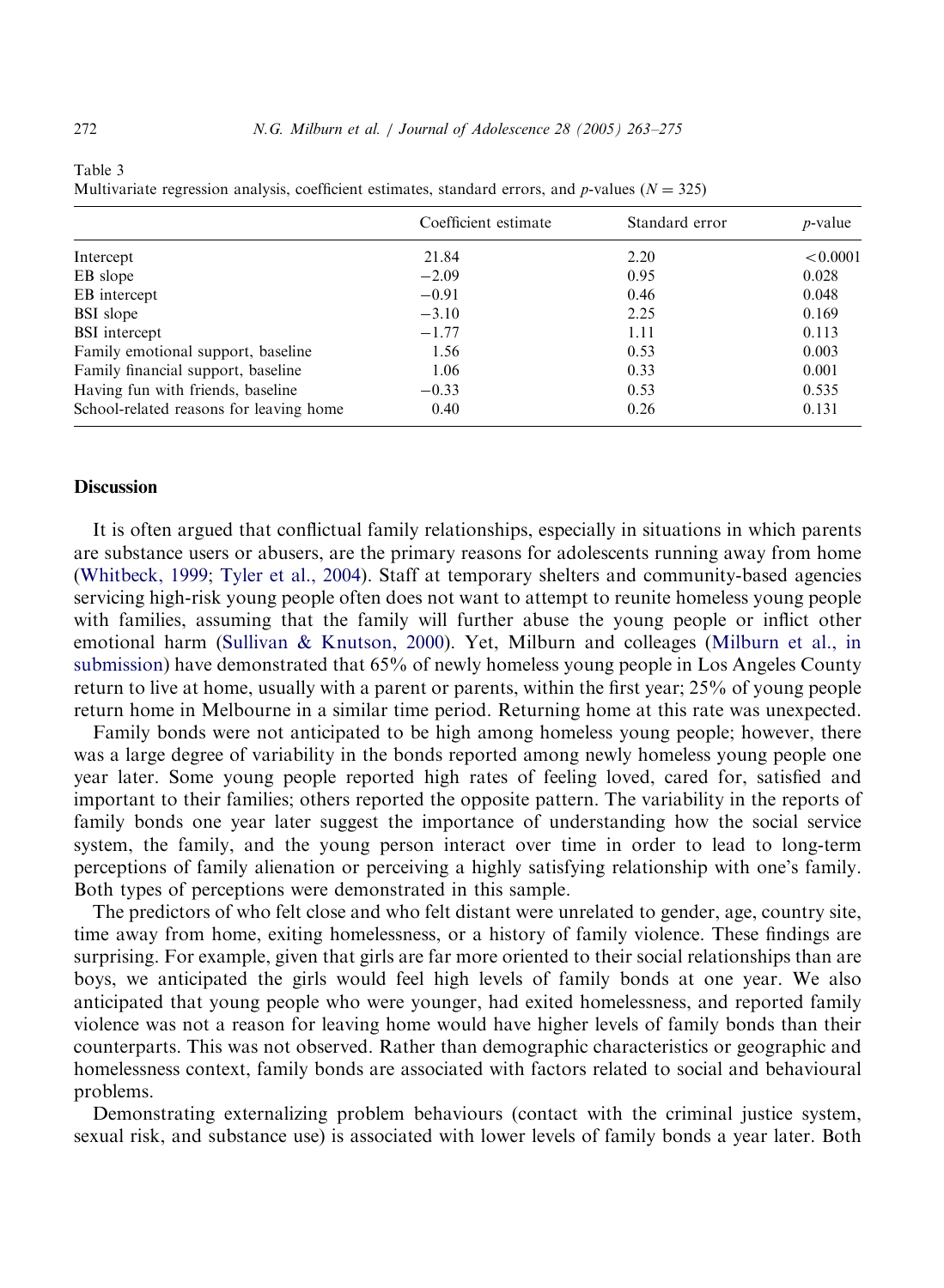Table 3
Multivariate regression analysis, coefficient estimates, standard errors, and *p*-values ($N = 325$)

| | Coefficient estimate | Standard error | *p*-value |
|---|---|---|---|
| Intercept | 21.84 | 2.20 | <0.0001 |
| EB slope | −2.09 | 0.95 | 0.028 |
| EB intercept | −0.91 | 0.46 | 0.048 |
| BSI slope | −3.10 | 2.25 | 0.169 |
| BSI intercept | −1.77 | 1.11 | 0.113 |
| Family emotional support, baseline | 1.56 | 0.53 | 0.003 |
| Family financial support, baseline | 1.06 | 0.33 | 0.001 |
| Having fun with friends, baseline | −0.33 | 0.53 | 0.535 |
| School-related reasons for leaving home | 0.40 | 0.26 | 0.131 |

## Discussion

It is often argued that conflictual family relationships, especially in situations in which parents are substance users or abusers, are the primary reasons for adolescents running away from home (Whitbeck, 1999; Tyler et al., 2004). Staff at temporary shelters and community-based agencies servicing high-risk young people often does not want to attempt to reunite homeless young people with families, assuming that the family will further abuse the young people or inflict other emotional harm (Sullivan & Knutson, 2000). Yet, Milburn and colleagues (Milburn et al., in submission) have demonstrated that 65% of newly homeless young people in Los Angeles County return to live at home, usually with a parent or parents, within the first year; 25% of young people return home in Melbourne in a similar time period. Returning home at this rate was unexpected.

Family bonds were not anticipated to be high among homeless young people; however, there was a large degree of variability in the bonds reported among newly homeless young people one year later. Some young people reported high rates of feeling loved, cared for, satisfied and important to their families; others reported the opposite pattern. The variability in the reports of family bonds one year later suggest the importance of understanding how the social service system, the family, and the young person interact over time in order to lead to long-term perceptions of family alienation or perceiving a highly satisfying relationship with one's family. Both types of perceptions were demonstrated in this sample.

The predictors of who felt close and who felt distant were unrelated to gender, age, country site, time away from home, exiting homelessness, or a history of family violence. These findings are surprising. For example, given that girls are far more oriented to their social relationships than are boys, we anticipated the girls would feel high levels of family bonds at one year. We also anticipated that young people who were younger, had exited homelessness, and reported family violence was not a reason for leaving home would have higher levels of family bonds than their counterparts. This was not observed. Rather than demographic characteristics or geographic and homelessness context, family bonds are associated with factors related to social and behavioural problems.

Demonstrating externalizing problem behaviours (contact with the criminal justice system, sexual risk, and substance use) is associated with lower levels of family bonds a year later. Both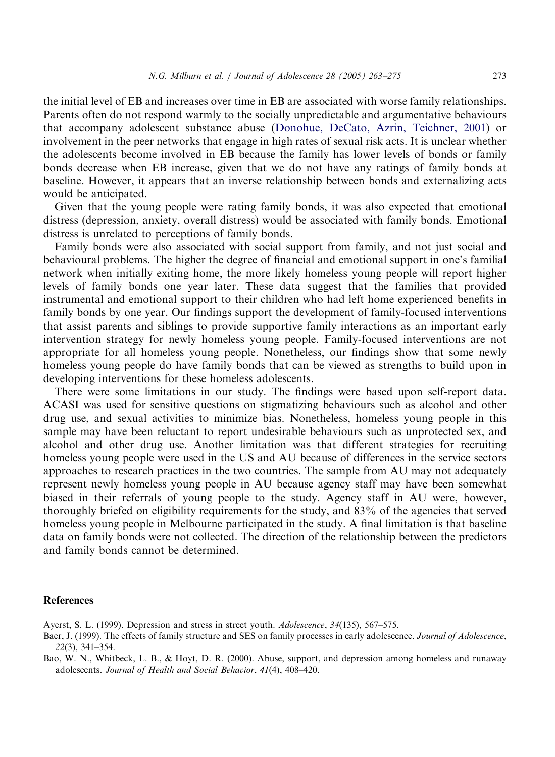the initial level of EB and increases over time in EB are associated with worse family relationships. Parents often do not respond warmly to the socially unpredictable and argumentative behaviours that accompany adolescent substance abuse (Donohue, DeCato, Azrin, Teichner, 2001) or involvement in the peer networks that engage in high rates of sexual risk acts. It is unclear whether the adolescents become involved in EB because the family has lower levels of bonds or family bonds decrease when EB increase, given that we do not have any ratings of family bonds at baseline. However, it appears that an inverse relationship between bonds and externalizing acts would be anticipated.

Given that the young people were rating family bonds, it was also expected that emotional distress (depression, anxiety, overall distress) would be associated with family bonds. Emotional distress is unrelated to perceptions of family bonds.

Family bonds were also associated with social support from family, and not just social and behavioural problems. The higher the degree of financial and emotional support in one's familial network when initially exiting home, the more likely homeless young people will report higher levels of family bonds one year later. These data suggest that the families that provided instrumental and emotional support to their children who had left home experienced benefits in family bonds by one year. Our findings support the development of family-focused interventions that assist parents and siblings to provide supportive family interactions as an important early intervention strategy for newly homeless young people. Family-focused interventions are not appropriate for all homeless young people. Nonetheless, our findings show that some newly homeless young people do have family bonds that can be viewed as strengths to build upon in developing interventions for these homeless adolescents.

There were some limitations in our study. The findings were based upon self-report data. ACASI was used for sensitive questions on stigmatizing behaviours such as alcohol and other drug use, and sexual activities to minimize bias. Nonetheless, homeless young people in this sample may have been reluctant to report undesirable behaviours such as unprotected sex, and alcohol and other drug use. Another limitation was that different strategies for recruiting homeless young people were used in the US and AU because of differences in the service sectors approaches to research practices in the two countries. The sample from AU may not adequately represent newly homeless young people in AU because agency staff may have been somewhat biased in their referrals of young people to the study. Agency staff in AU were, however, thoroughly briefed on eligibility requirements for the study, and 83% of the agencies that served homeless young people in Melbourne participated in the study. A final limitation is that baseline data on family bonds were not collected. The direction of the relationship between the predictors and family bonds cannot be determined.

## References

Ayerst, S. L. (1999). Depression and stress in street youth. *Adolescence*, *34*(135), 567–575.

Baer, J. (1999). The effects of family structure and SES on family processes in early adolescence. *Journal of Adolescence*, *22*(3), 341–354.

Bao, W. N., Whitbeck, L. B., & Hoyt, D. R. (2000). Abuse, support, and depression among homeless and runaway adolescents. *Journal of Health and Social Behavior*, *41*(4), 408–420.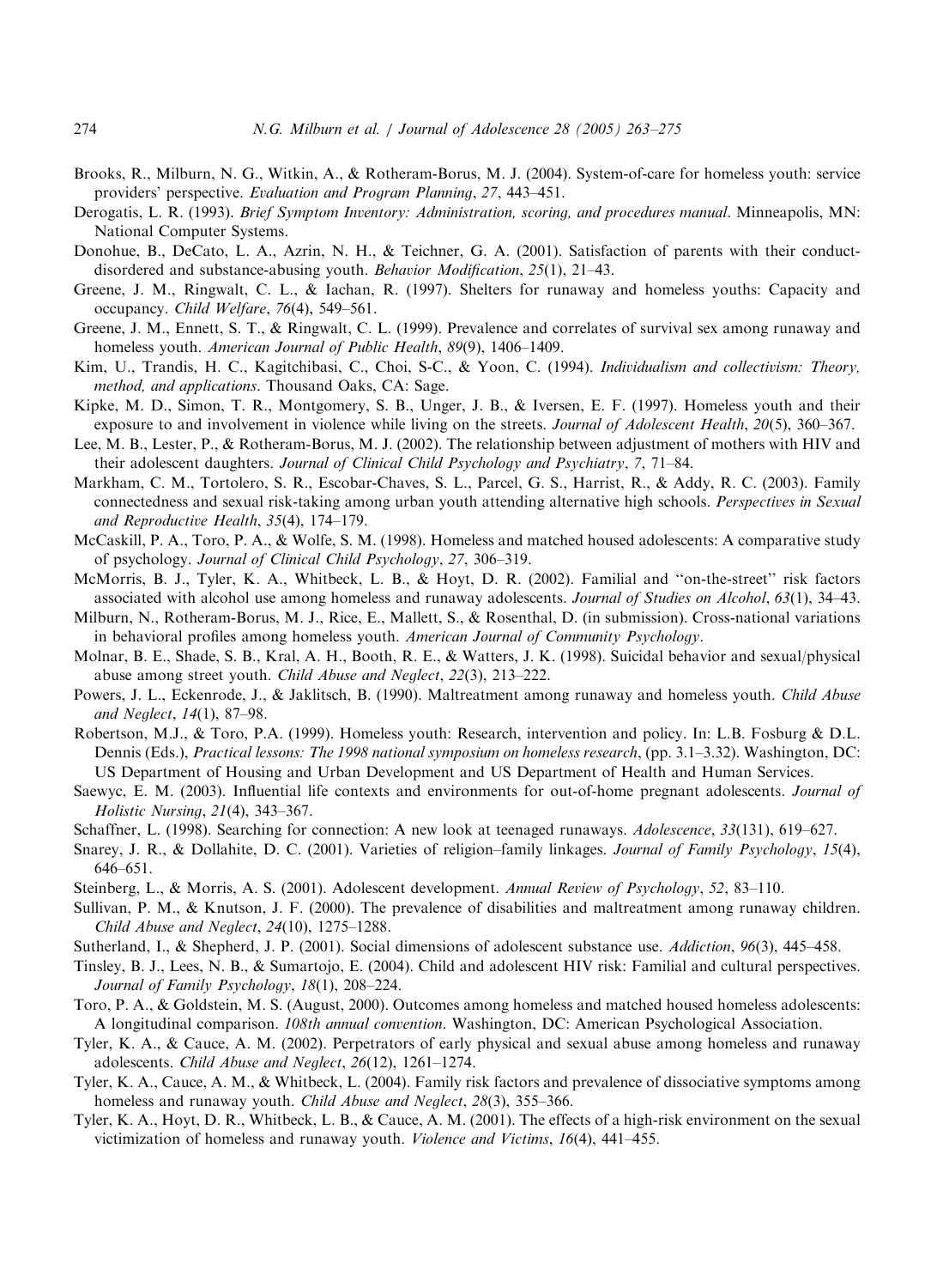Brooks, R., Milburn, N. G., Witkin, A., & Rotheram-Borus, M. J. (2004). System-of-care for homeless youth: service providers' perspective. *Evaluation and Program Planning*, *27*, 443–451.

Derogatis, L. R. (1993). *Brief Symptom Inventory: Administration, scoring, and procedures manual*. Minneapolis, MN: National Computer Systems.

Donohue, B., DeCato, L. A., Azrin, N. H., & Teichner, G. A. (2001). Satisfaction of parents with their conduct-disordered and substance-abusing youth. *Behavior Modification*, *25*(1), 21–43.

Greene, J. M., Ringwalt, C. L., & Iachan, R. (1997). Shelters for runaway and homeless youths: Capacity and occupancy. *Child Welfare*, *76*(4), 549–561.

Greene, J. M., Ennett, S. T., & Ringwalt, C. L. (1999). Prevalence and correlates of survival sex among runaway and homeless youth. *American Journal of Public Health*, *89*(9), 1406–1409.

Kim, U., Trandis, H. C., Kagitchibasi, C., Choi, S-C., & Yoon, C. (1994). *Individualism and collectivism: Theory, method, and applications*. Thousand Oaks, CA: Sage.

Kipke, M. D., Simon, T. R., Montgomery, S. B., Unger, J. B., & Iversen, E. F. (1997). Homeless youth and their exposure to and involvement in violence while living on the streets. *Journal of Adolescent Health*, *20*(5), 360–367.

Lee, M. B., Lester, P., & Rotheram-Borus, M. J. (2002). The relationship between adjustment of mothers with HIV and their adolescent daughters. *Journal of Clinical Child Psychology and Psychiatry*, *7*, 71–84.

Markham, C. M., Tortolero, S. R., Escobar-Chaves, S. L., Parcel, G. S., Harrist, R., & Addy, R. C. (2003). Family connectedness and sexual risk-taking among urban youth attending alternative high schools. *Perspectives in Sexual and Reproductive Health*, *35*(4), 174–179.

McCaskill, P. A., Toro, P. A., & Wolfe, S. M. (1998). Homeless and matched housed adolescents: A comparative study of psychology. *Journal of Clinical Child Psychology*, *27*, 306–319.

McMorris, B. J., Tyler, K. A., Whitbeck, L. B., & Hoyt, D. R. (2002). Familial and "on-the-street" risk factors associated with alcohol use among homeless and runaway adolescents. *Journal of Studies on Alcohol*, *63*(1), 34–43.

Milburn, N., Rotheram-Borus, M. J., Rice, E., Mallett, S., & Rosenthal, D. (in submission). Cross-national variations in behavioral profiles among homeless youth. *American Journal of Community Psychology*.

Molnar, B. E., Shade, S. B., Kral, A. H., Booth, R. E., & Watters, J. K. (1998). Suicidal behavior and sexual/physical abuse among street youth. *Child Abuse and Neglect*, *22*(3), 213–222.

Powers, J. L., Eckenrode, J., & Jaklitsch, B. (1990). Maltreatment among runaway and homeless youth. *Child Abuse and Neglect*, *14*(1), 87–98.

Robertson, M.J., & Toro, P.A. (1999). Homeless youth: Research, intervention and policy. In: L.B. Fosburg & D.L. Dennis (Eds.), *Practical lessons: The 1998 national symposium on homeless research*, (pp. 3.1–3.32). Washington, DC: US Department of Housing and Urban Development and US Department of Health and Human Services.

Saewyc, E. M. (2003). Influential life contexts and environments for out-of-home pregnant adolescents. *Journal of Holistic Nursing*, *21*(4), 343–367.

Schaffner, L. (1998). Searching for connection: A new look at teenaged runaways. *Adolescence*, *33*(131), 619–627.

Snarey, J. R., & Dollahite, D. C. (2001). Varieties of religion–family linkages. *Journal of Family Psychology*, *15*(4), 646–651.

Steinberg, L., & Morris, A. S. (2001). Adolescent development. *Annual Review of Psychology*, *52*, 83–110.

Sullivan, P. M., & Knutson, J. F. (2000). The prevalence of disabilities and maltreatment among runaway children. *Child Abuse and Neglect*, *24*(10), 1275–1288.

Sutherland, I., & Shepherd, J. P. (2001). Social dimensions of adolescent substance use. *Addiction*, *96*(3), 445–458.

Tinsley, B. J., Lees, N. B., & Sumartojo, E. (2004). Child and adolescent HIV risk: Familial and cultural perspectives. *Journal of Family Psychology*, *18*(1), 208–224.

Toro, P. A., & Goldstein, M. S. (August, 2000). Outcomes among homeless and matched housed homeless adolescents: A longitudinal comparison. *108th annual convention*. Washington, DC: American Psychological Association.

Tyler, K. A., & Cauce, A. M. (2002). Perpetrators of early physical and sexual abuse among homeless and runaway adolescents. *Child Abuse and Neglect*, *26*(12), 1261–1274.

Tyler, K. A., Cauce, A. M., & Whitbeck, L. (2004). Family risk factors and prevalence of dissociative symptoms among homeless and runaway youth. *Child Abuse and Neglect*, *28*(3), 355–366.

Tyler, K. A., Hoyt, D. R., Whitbeck, L. B., & Cauce, A. M. (2001). The effects of a high-risk environment on the sexual victimization of homeless and runaway youth. *Violence and Victims*, *16*(4), 441–455.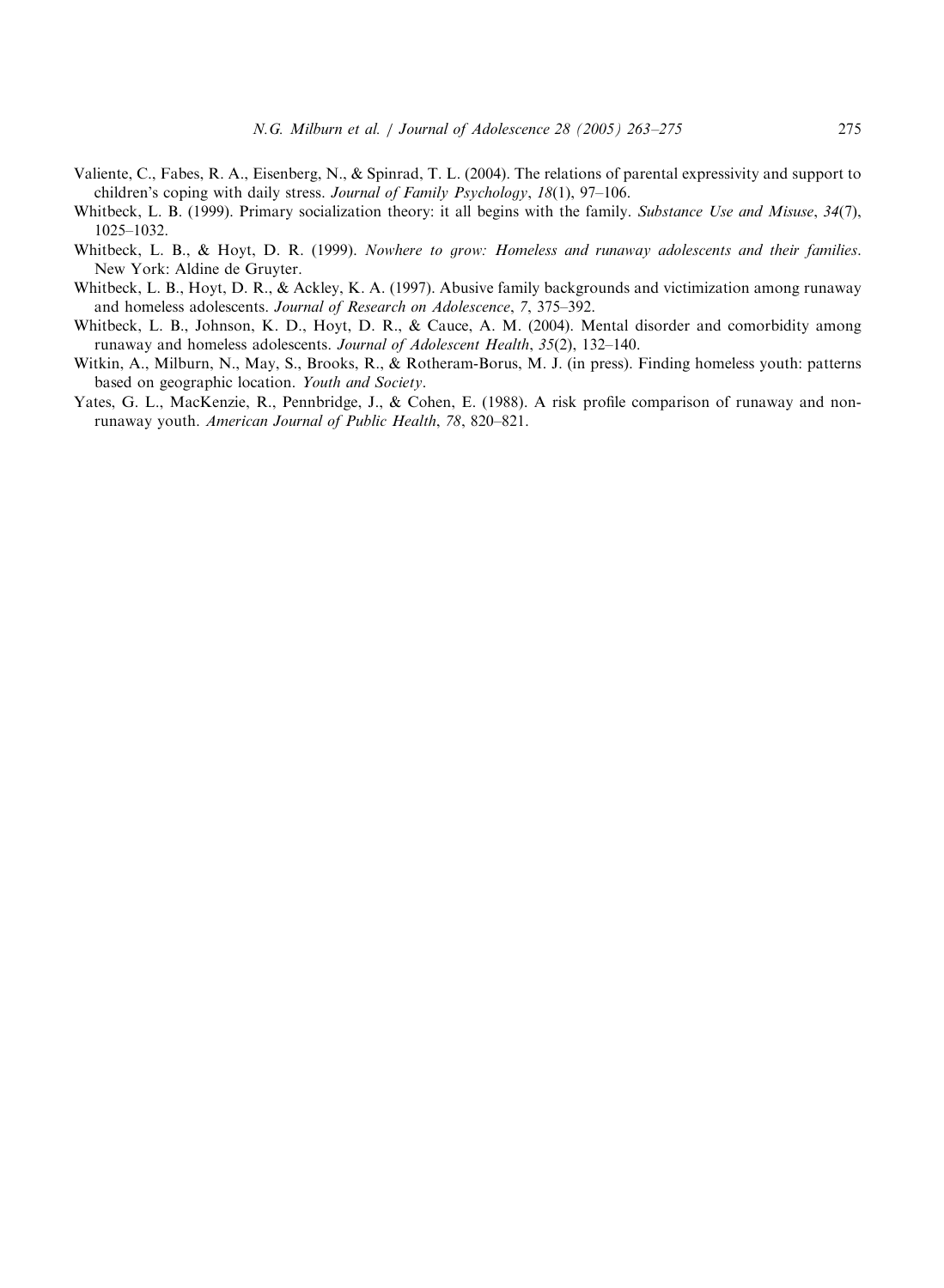Valiente, C., Fabes, R. A., Eisenberg, N., & Spinrad, T. L. (2004). The relations of parental expressivity and support to children's coping with daily stress. *Journal of Family Psychology*, *18*(1), 97–106.

Whitbeck, L. B. (1999). Primary socialization theory: it all begins with the family. *Substance Use and Misuse*, *34*(7), 1025–1032.

Whitbeck, L. B., & Hoyt, D. R. (1999). *Nowhere to grow: Homeless and runaway adolescents and their families*. New York: Aldine de Gruyter.

Whitbeck, L. B., Hoyt, D. R., & Ackley, K. A. (1997). Abusive family backgrounds and victimization among runaway and homeless adolescents. *Journal of Research on Adolescence*, *7*, 375–392.

Whitbeck, L. B., Johnson, K. D., Hoyt, D. R., & Cauce, A. M. (2004). Mental disorder and comorbidity among runaway and homeless adolescents. *Journal of Adolescent Health*, *35*(2), 132–140.

Witkin, A., Milburn, N., May, S., Brooks, R., & Rotheram-Borus, M. J. (in press). Finding homeless youth: patterns based on geographic location. *Youth and Society*.

Yates, G. L., MacKenzie, R., Pennbridge, J., & Cohen, E. (1988). A risk profile comparison of runaway and non-runaway youth. *American Journal of Public Health*, *78*, 820–821.